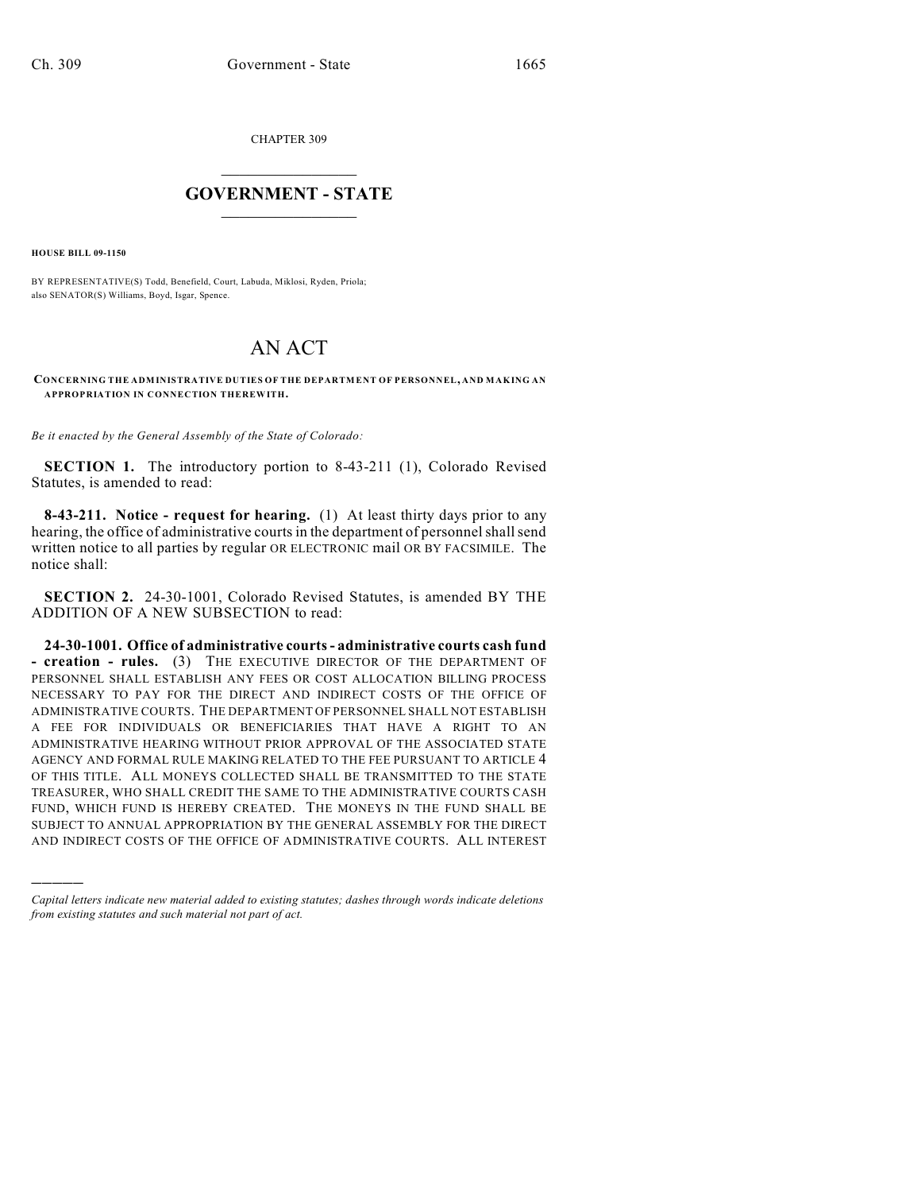CHAPTER 309

# GOVERNMENT - STATE

**HOUSE BILL 09-1150**

BY REPRESENTATIVE(S) Todd, Benefield, Court, Labuda, Miklosi, Ryden, Priola;
also SENATOR(S) Williams, Boyd, Isgar, Spence.

# AN ACT

**CONCERNING THE ADMINISTRATIVE DUTIES OF THE DEPARTMENT OF PERSONNEL, AND MAKING AN APPROPRIATION IN CONNECTION THEREWITH.**

*Be it enacted by the General Assembly of the State of Colorado:*

**SECTION 1.** The introductory portion to 8-43-211 (1), Colorado Revised Statutes, is amended to read:

**8-43-211. Notice - request for hearing.** (1) At least thirty days prior to any hearing, the office of administrative courts in the department of personnel shall send written notice to all parties by regular OR ELECTRONIC mail OR BY FACSIMILE. The notice shall:

**SECTION 2.** 24-30-1001, Colorado Revised Statutes, is amended BY THE ADDITION OF A NEW SUBSECTION to read:

**24-30-1001. Office of administrative courts - administrative courts cash fund - creation - rules.** (3) THE EXECUTIVE DIRECTOR OF THE DEPARTMENT OF PERSONNEL SHALL ESTABLISH ANY FEES OR COST ALLOCATION BILLING PROCESS NECESSARY TO PAY FOR THE DIRECT AND INDIRECT COSTS OF THE OFFICE OF ADMINISTRATIVE COURTS. THE DEPARTMENT OF PERSONNEL SHALL NOT ESTABLISH A FEE FOR INDIVIDUALS OR BENEFICIARIES THAT HAVE A RIGHT TO AN ADMINISTRATIVE HEARING WITHOUT PRIOR APPROVAL OF THE ASSOCIATED STATE AGENCY AND FORMAL RULE MAKING RELATED TO THE FEE PURSUANT TO ARTICLE 4 OF THIS TITLE. ALL MONEYS COLLECTED SHALL BE TRANSMITTED TO THE STATE TREASURER, WHO SHALL CREDIT THE SAME TO THE ADMINISTRATIVE COURTS CASH FUND, WHICH FUND IS HEREBY CREATED. THE MONEYS IN THE FUND SHALL BE SUBJECT TO ANNUAL APPROPRIATION BY THE GENERAL ASSEMBLY FOR THE DIRECT AND INDIRECT COSTS OF THE OFFICE OF ADMINISTRATIVE COURTS. ALL INTEREST

---

*Capital letters indicate new material added to existing statutes; dashes through words indicate deletions from existing statutes and such material not part of act.*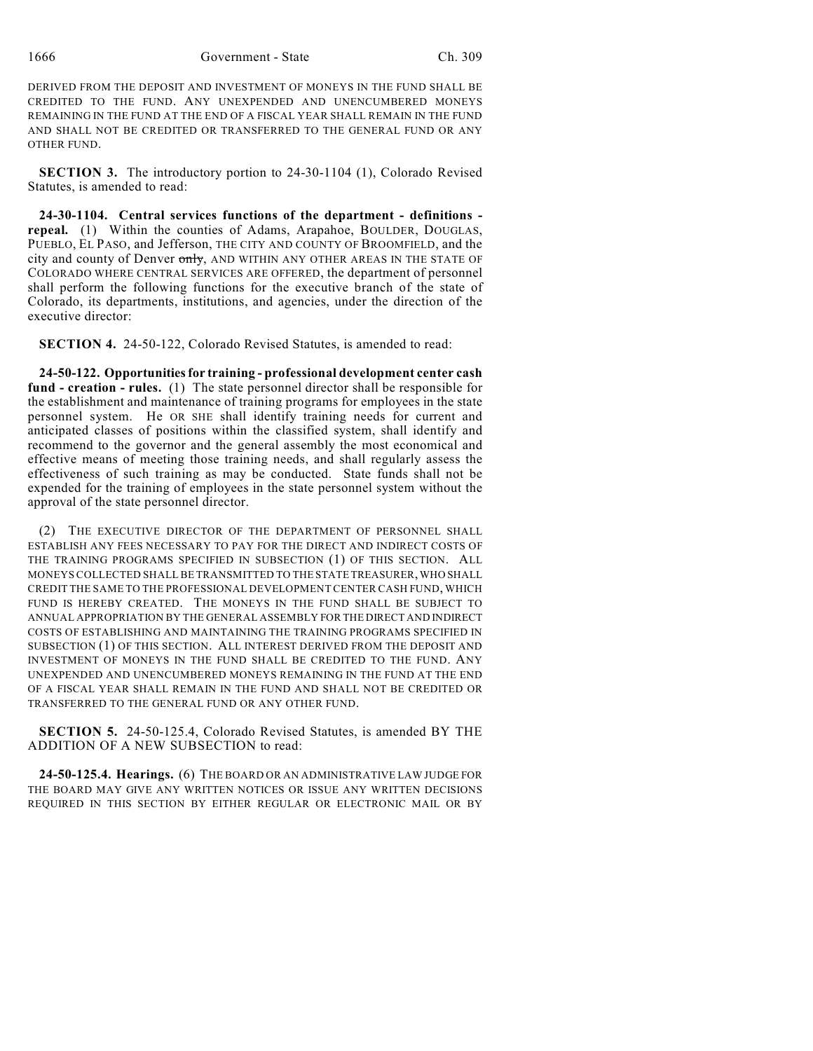DERIVED FROM THE DEPOSIT AND INVESTMENT OF MONEYS IN THE FUND SHALL BE CREDITED TO THE FUND. ANY UNEXPENDED AND UNENCUMBERED MONEYS REMAINING IN THE FUND AT THE END OF A FISCAL YEAR SHALL REMAIN IN THE FUND AND SHALL NOT BE CREDITED OR TRANSFERRED TO THE GENERAL FUND OR ANY OTHER FUND.

**SECTION 3.** The introductory portion to 24-30-1104 (1), Colorado Revised Statutes, is amended to read:

**24-30-1104. Central services functions of the department - definitions - repeal.** (1) Within the counties of Adams, Arapahoe, BOULDER, DOUGLAS, PUEBLO, EL PASO, and Jefferson, THE CITY AND COUNTY OF BROOMFIELD, and the city and county of Denver ~~only~~, AND WITHIN ANY OTHER AREAS IN THE STATE OF COLORADO WHERE CENTRAL SERVICES ARE OFFERED, the department of personnel shall perform the following functions for the executive branch of the state of Colorado, its departments, institutions, and agencies, under the direction of the executive director:

**SECTION 4.** 24-50-122, Colorado Revised Statutes, is amended to read:

**24-50-122. Opportunities for training - professional development center cash fund - creation - rules.** (1) The state personnel director shall be responsible for the establishment and maintenance of training programs for employees in the state personnel system. He OR SHE shall identify training needs for current and anticipated classes of positions within the classified system, shall identify and recommend to the governor and the general assembly the most economical and effective means of meeting those training needs, and shall regularly assess the effectiveness of such training as may be conducted. State funds shall not be expended for the training of employees in the state personnel system without the approval of the state personnel director.

(2) THE EXECUTIVE DIRECTOR OF THE DEPARTMENT OF PERSONNEL SHALL ESTABLISH ANY FEES NECESSARY TO PAY FOR THE DIRECT AND INDIRECT COSTS OF THE TRAINING PROGRAMS SPECIFIED IN SUBSECTION (1) OF THIS SECTION. ALL MONEYS COLLECTED SHALL BE TRANSMITTED TO THE STATE TREASURER, WHO SHALL CREDIT THE SAME TO THE PROFESSIONAL DEVELOPMENT CENTER CASH FUND, WHICH FUND IS HEREBY CREATED. THE MONEYS IN THE FUND SHALL BE SUBJECT TO ANNUAL APPROPRIATION BY THE GENERAL ASSEMBLY FOR THE DIRECT AND INDIRECT COSTS OF ESTABLISHING AND MAINTAINING THE TRAINING PROGRAMS SPECIFIED IN SUBSECTION (1) OF THIS SECTION. ALL INTEREST DERIVED FROM THE DEPOSIT AND INVESTMENT OF MONEYS IN THE FUND SHALL BE CREDITED TO THE FUND. ANY UNEXPENDED AND UNENCUMBERED MONEYS REMAINING IN THE FUND AT THE END OF A FISCAL YEAR SHALL REMAIN IN THE FUND AND SHALL NOT BE CREDITED OR TRANSFERRED TO THE GENERAL FUND OR ANY OTHER FUND.

**SECTION 5.** 24-50-125.4, Colorado Revised Statutes, is amended BY THE ADDITION OF A NEW SUBSECTION to read:

**24-50-125.4. Hearings.** (6) THE BOARD OR AN ADMINISTRATIVE LAW JUDGE FOR THE BOARD MAY GIVE ANY WRITTEN NOTICES OR ISSUE ANY WRITTEN DECISIONS REQUIRED IN THIS SECTION BY EITHER REGULAR OR ELECTRONIC MAIL OR BY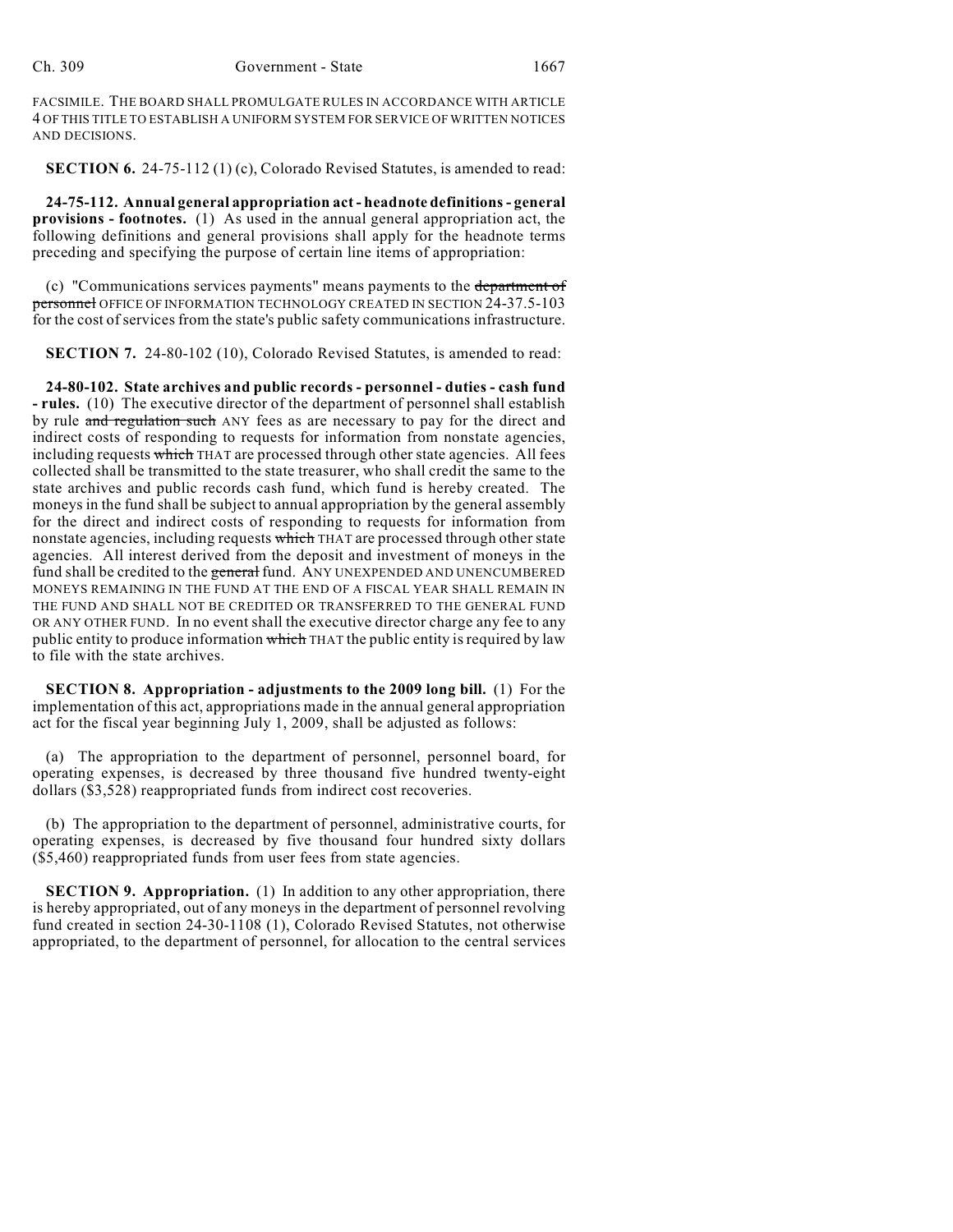FACSIMILE. THE BOARD SHALL PROMULGATE RULES IN ACCORDANCE WITH ARTICLE 4 OF THIS TITLE TO ESTABLISH A UNIFORM SYSTEM FOR SERVICE OF WRITTEN NOTICES AND DECISIONS.

**SECTION 6.** 24-75-112 (1) (c), Colorado Revised Statutes, is amended to read:

**24-75-112. Annual general appropriation act - headnote definitions - general provisions - footnotes.** (1) As used in the annual general appropriation act, the following definitions and general provisions shall apply for the headnote terms preceding and specifying the purpose of certain line items of appropriation:

(c) "Communications services payments" means payments to the ~~department of personnel~~ OFFICE OF INFORMATION TECHNOLOGY CREATED IN SECTION 24-37.5-103 for the cost of services from the state's public safety communications infrastructure.

**SECTION 7.** 24-80-102 (10), Colorado Revised Statutes, is amended to read:

**24-80-102. State archives and public records - personnel - duties - cash fund - rules.** (10) The executive director of the department of personnel shall establish by rule ~~and regulation such~~ ANY fees as are necessary to pay for the direct and indirect costs of responding to requests for information from nonstate agencies, including requests ~~which~~ THAT are processed through other state agencies. All fees collected shall be transmitted to the state treasurer, who shall credit the same to the state archives and public records cash fund, which fund is hereby created. The moneys in the fund shall be subject to annual appropriation by the general assembly for the direct and indirect costs of responding to requests for information from nonstate agencies, including requests ~~which~~ THAT are processed through other state agencies. All interest derived from the deposit and investment of moneys in the fund shall be credited to the ~~general~~ fund. ANY UNEXPENDED AND UNENCUMBERED MONEYS REMAINING IN THE FUND AT THE END OF A FISCAL YEAR SHALL REMAIN IN THE FUND AND SHALL NOT BE CREDITED OR TRANSFERRED TO THE GENERAL FUND OR ANY OTHER FUND. In no event shall the executive director charge any fee to any public entity to produce information ~~which~~ THAT the public entity is required by law to file with the state archives.

**SECTION 8. Appropriation - adjustments to the 2009 long bill.** (1) For the implementation of this act, appropriations made in the annual general appropriation act for the fiscal year beginning July 1, 2009, shall be adjusted as follows:

(a) The appropriation to the department of personnel, personnel board, for operating expenses, is decreased by three thousand five hundred twenty-eight dollars ($3,528) reappropriated funds from indirect cost recoveries.

(b) The appropriation to the department of personnel, administrative courts, for operating expenses, is decreased by five thousand four hundred sixty dollars ($5,460) reappropriated funds from user fees from state agencies.

**SECTION 9. Appropriation.** (1) In addition to any other appropriation, there is hereby appropriated, out of any moneys in the department of personnel revolving fund created in section 24-30-1108 (1), Colorado Revised Statutes, not otherwise appropriated, to the department of personnel, for allocation to the central services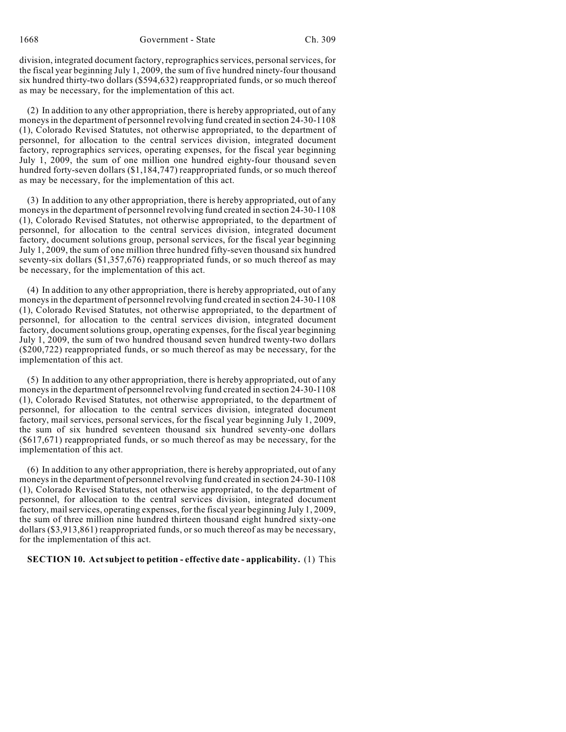division, integrated document factory, reprographics services, personal services, for the fiscal year beginning July 1, 2009, the sum of five hundred ninety-four thousand six hundred thirty-two dollars ($594,632) reappropriated funds, or so much thereof as may be necessary, for the implementation of this act.

(2) In addition to any other appropriation, there is hereby appropriated, out of any moneys in the department of personnel revolving fund created in section 24-30-1108 (1), Colorado Revised Statutes, not otherwise appropriated, to the department of personnel, for allocation to the central services division, integrated document factory, reprographics services, operating expenses, for the fiscal year beginning July 1, 2009, the sum of one million one hundred eighty-four thousand seven hundred forty-seven dollars ($1,184,747) reappropriated funds, or so much thereof as may be necessary, for the implementation of this act.

(3) In addition to any other appropriation, there is hereby appropriated, out of any moneys in the department of personnel revolving fund created in section 24-30-1108 (1), Colorado Revised Statutes, not otherwise appropriated, to the department of personnel, for allocation to the central services division, integrated document factory, document solutions group, personal services, for the fiscal year beginning July 1, 2009, the sum of one million three hundred fifty-seven thousand six hundred seventy-six dollars ($1,357,676) reappropriated funds, or so much thereof as may be necessary, for the implementation of this act.

(4) In addition to any other appropriation, there is hereby appropriated, out of any moneys in the department of personnel revolving fund created in section 24-30-1108 (1), Colorado Revised Statutes, not otherwise appropriated, to the department of personnel, for allocation to the central services division, integrated document factory, document solutions group, operating expenses, for the fiscal year beginning July 1, 2009, the sum of two hundred thousand seven hundred twenty-two dollars ($200,722) reappropriated funds, or so much thereof as may be necessary, for the implementation of this act.

(5) In addition to any other appropriation, there is hereby appropriated, out of any moneys in the department of personnel revolving fund created in section 24-30-1108 (1), Colorado Revised Statutes, not otherwise appropriated, to the department of personnel, for allocation to the central services division, integrated document factory, mail services, personal services, for the fiscal year beginning July 1, 2009, the sum of six hundred seventeen thousand six hundred seventy-one dollars ($617,671) reappropriated funds, or so much thereof as may be necessary, for the implementation of this act.

(6) In addition to any other appropriation, there is hereby appropriated, out of any moneys in the department of personnel revolving fund created in section 24-30-1108 (1), Colorado Revised Statutes, not otherwise appropriated, to the department of personnel, for allocation to the central services division, integrated document factory, mail services, operating expenses, for the fiscal year beginning July 1, 2009, the sum of three million nine hundred thirteen thousand eight hundred sixty-one dollars ($3,913,861) reappropriated funds, or so much thereof as may be necessary, for the implementation of this act.

**SECTION 10. Act subject to petition - effective date - applicability.** (1) This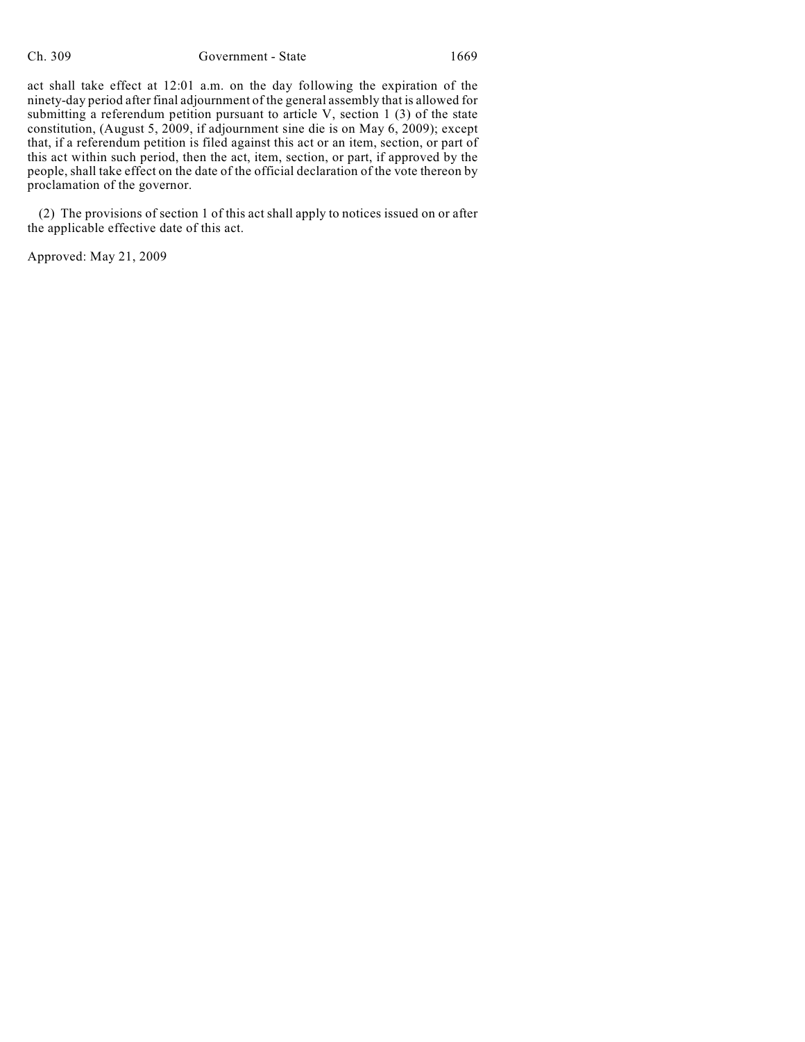act shall take effect at 12:01 a.m. on the day following the expiration of the ninety-day period after final adjournment of the general assembly that is allowed for submitting a referendum petition pursuant to article V, section 1 (3) of the state constitution, (August 5, 2009, if adjournment sine die is on May 6, 2009); except that, if a referendum petition is filed against this act or an item, section, or part of this act within such period, then the act, item, section, or part, if approved by the people, shall take effect on the date of the official declaration of the vote thereon by proclamation of the governor.

(2) The provisions of section 1 of this act shall apply to notices issued on or after the applicable effective date of this act.

Approved: May 21, 2009